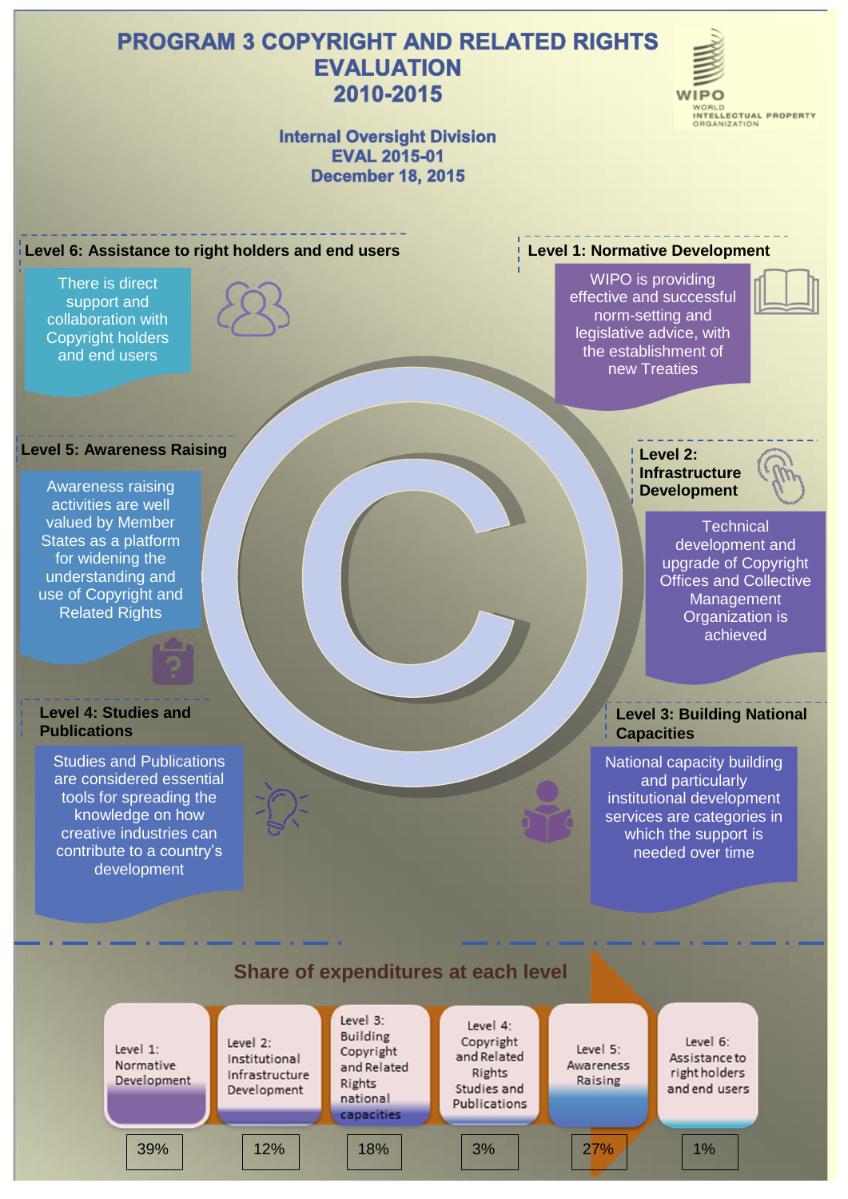# PROGRAM 3 COPYRIGHT AND RELATED RIGHTS EVALUATION 2010-2015

WIPO
WORLD INTELLECTUAL PROPERTY ORGANIZATION

**Internal Oversight Division**
**EVAL 2015-01**
**December 18, 2015**

### Level 1: Normative Development

WIPO is providing effective and successful norm-setting and legislative advice, with the establishment of new Treaties

### Level 2: Infrastructure Development

Technical development and upgrade of Copyright Offices and Collective Management Organization is achieved

### Level 3: Building National Capacities

National capacity building and particularly institutional development services are categories in which the support is needed over time

### Level 4: Studies and Publications

Studies and Publications are considered essential tools for spreading the knowledge on how creative industries can contribute to a country's development

### Level 5: Awareness Raising

Awareness raising activities are well valued by Member States as a platform for widening the understanding and use of Copyright and Related Rights

### Level 6: Assistance to right holders and end users

There is direct support and collaboration with Copyright holders and end users

## Share of expenditures at each level

| Level | Share |
|---|---|
| Level 1: Normative Development | 39% |
| Level 2: Institutional Infrastructure Development | 12% |
| Level 3: Building Copyright and Related Rights national capacities | 18% |
| Level 4: Copyright and Related Rights Studies and Publications | 3% |
| Level 5: Awareness Raising | 27% |
| Level 6: Assistance to right holders and end users | 1% |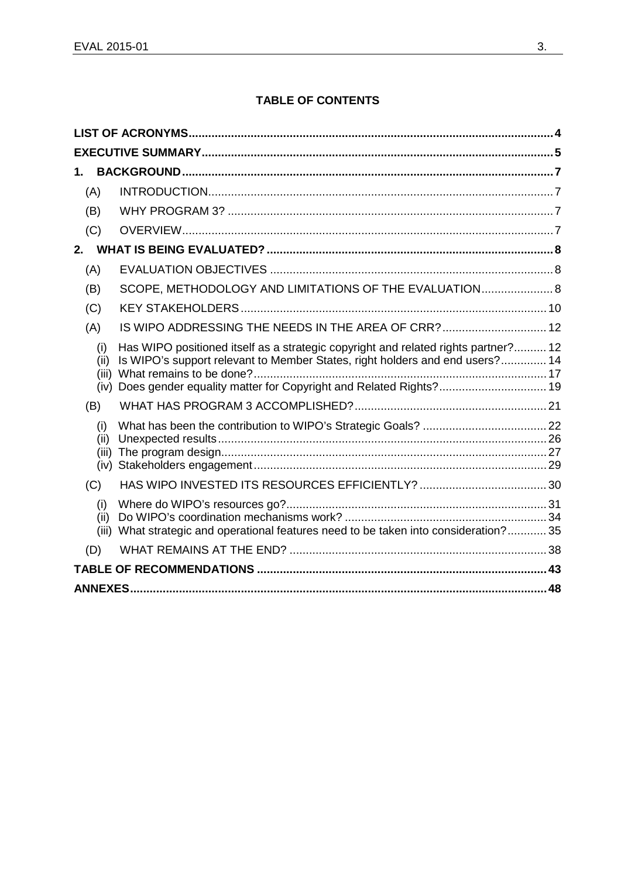**TABLE OF CONTENTS**

| | |
|---|---|
| **LIST OF ACRONYMS** | **4** |
| **EXECUTIVE SUMMARY** | **5** |
| **1. BACKGROUND** | **7** |
| (A) INTRODUCTION | 7 |
| (B) WHY PROGRAM 3? | 7 |
| (C) OVERVIEW | 7 |
| **2. WHAT IS BEING EVALUATED?** | **8** |
| (A) EVALUATION OBJECTIVES | 8 |
| (B) SCOPE, METHODOLOGY AND LIMITATIONS OF THE EVALUATION | 8 |
| (C) KEY STAKEHOLDERS | 10 |
| (A) IS WIPO ADDRESSING THE NEEDS IN THE AREA OF CRR? | 12 |
| (i) Has WIPO positioned itself as a strategic copyright and related rights partner? | 12 |
| (ii) Is WIPO's support relevant to Member States, right holders and end users? | 14 |
| (iii) What remains to be done? | 17 |
| (iv) Does gender equality matter for Copyright and Related Rights? | 19 |
| (B) WHAT HAS PROGRAM 3 ACCOMPLISHED? | 21 |
| (i) What has been the contribution to WIPO's Strategic Goals? | 22 |
| (ii) Unexpected results | 26 |
| (iii) The program design | 27 |
| (iv) Stakeholders engagement | 29 |
| (C) HAS WIPO INVESTED ITS RESOURCES EFFICIENTLY? | 30 |
| (i) Where do WIPO's resources go? | 31 |
| (ii) Do WIPO's coordination mechanisms work? | 34 |
| (iii) What strategic and operational features need to be taken into consideration? | 35 |
| (D) WHAT REMAINS AT THE END? | 38 |
| **TABLE OF RECOMMENDATIONS** | **43** |
| **ANNEXES** | **48** |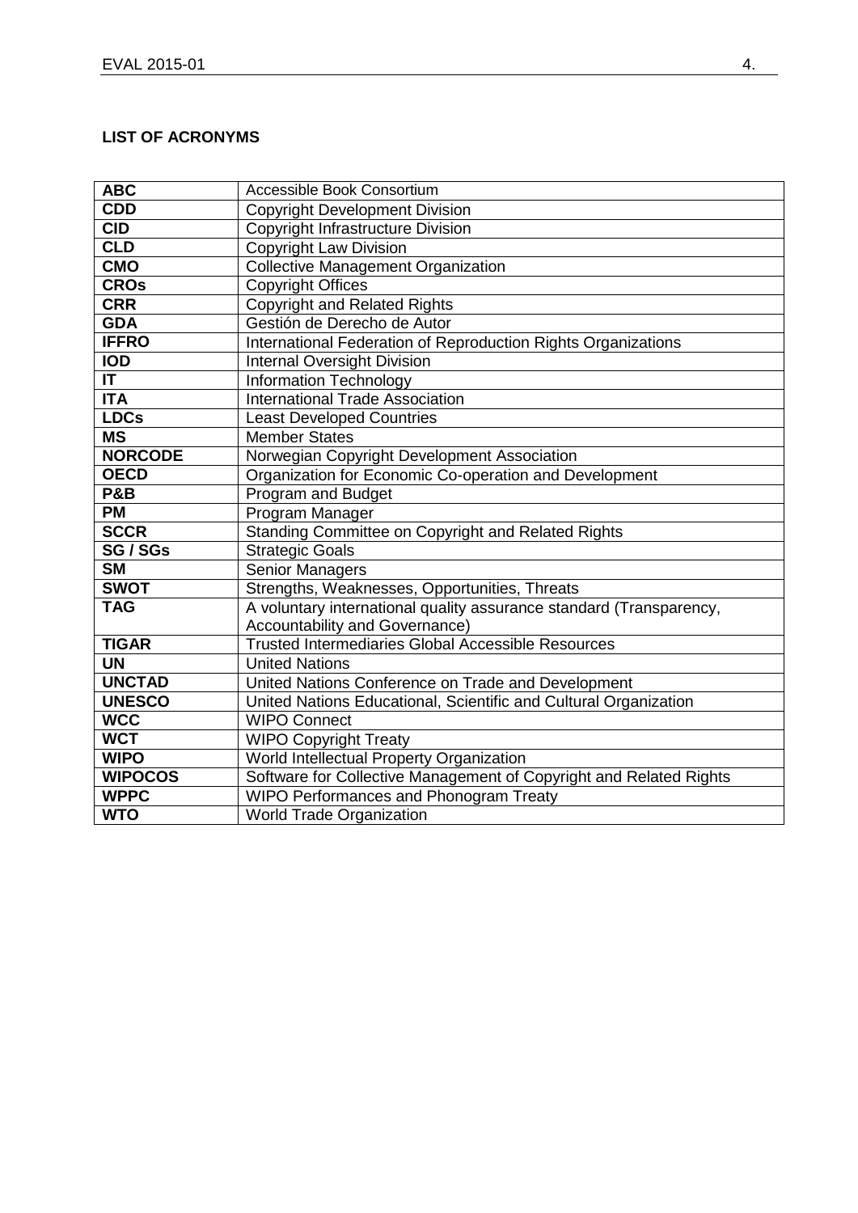**LIST OF ACRONYMS**

| | |
|---|---|
| **ABC** | Accessible Book Consortium |
| **CDD** | Copyright Development Division |
| **CID** | Copyright Infrastructure Division |
| **CLD** | Copyright Law Division |
| **CMO** | Collective Management Organization |
| **CROs** | Copyright Offices |
| **CRR** | Copyright and Related Rights |
| **GDA** | Gestión de Derecho de Autor |
| **IFFRO** | International Federation of Reproduction Rights Organizations |
| **IOD** | Internal Oversight Division |
| **IT** | Information Technology |
| **ITA** | International Trade Association |
| **LDCs** | Least Developed Countries |
| **MS** | Member States |
| **NORCODE** | Norwegian Copyright Development Association |
| **OECD** | Organization for Economic Co-operation and Development |
| **P&B** | Program and Budget |
| **PM** | Program Manager |
| **SCCR** | Standing Committee on Copyright and Related Rights |
| **SG / SGs** | Strategic Goals |
| **SM** | Senior Managers |
| **SWOT** | Strengths, Weaknesses, Opportunities, Threats |
| **TAG** | A voluntary international quality assurance standard (Transparency, Accountability and Governance) |
| **TIGAR** | Trusted Intermediaries Global Accessible Resources |
| **UN** | United Nations |
| **UNCTAD** | United Nations Conference on Trade and Development |
| **UNESCO** | United Nations Educational, Scientific and Cultural Organization |
| **WCC** | WIPO Connect |
| **WCT** | WIPO Copyright Treaty |
| **WIPO** | World Intellectual Property Organization |
| **WIPOCOS** | Software for Collective Management of Copyright and Related Rights |
| **WPPC** | WIPO Performances and Phonogram Treaty |
| **WTO** | World Trade Organization |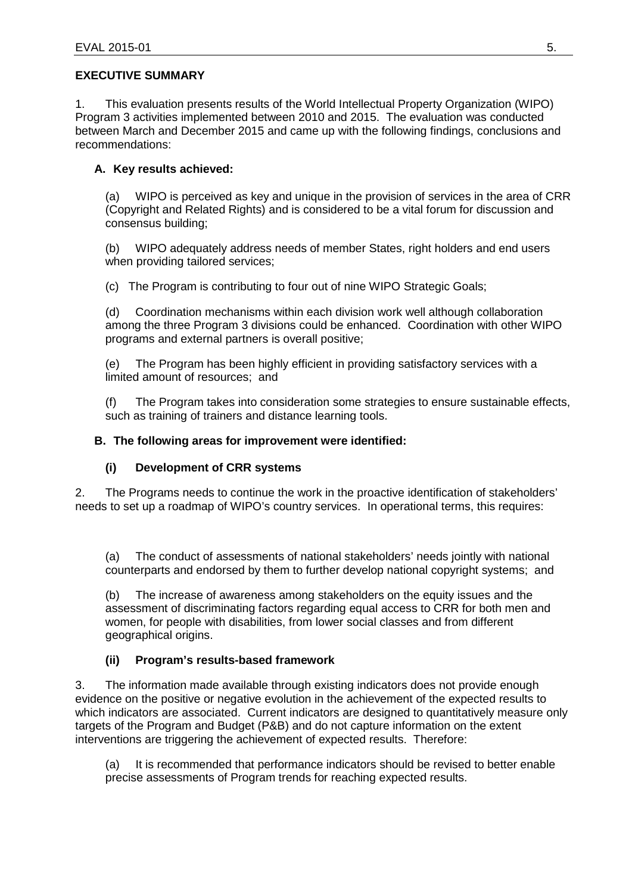## EXECUTIVE SUMMARY

1. This evaluation presents results of the World Intellectual Property Organization (WIPO) Program 3 activities implemented between 2010 and 2015. The evaluation was conducted between March and December 2015 and came up with the following findings, conclusions and recommendations:

### A. Key results achieved:

(a) WIPO is perceived as key and unique in the provision of services in the area of CRR (Copyright and Related Rights) and is considered to be a vital forum for discussion and consensus building;

(b) WIPO adequately address needs of member States, right holders and end users when providing tailored services;

(c) The Program is contributing to four out of nine WIPO Strategic Goals;

(d) Coordination mechanisms within each division work well although collaboration among the three Program 3 divisions could be enhanced. Coordination with other WIPO programs and external partners is overall positive;

(e) The Program has been highly efficient in providing satisfactory services with a limited amount of resources; and

(f) The Program takes into consideration some strategies to ensure sustainable effects, such as training of trainers and distance learning tools.

### B. The following areas for improvement were identified:

#### (i) Development of CRR systems

2. The Programs needs to continue the work in the proactive identification of stakeholders' needs to set up a roadmap of WIPO's country services. In operational terms, this requires:

(a) The conduct of assessments of national stakeholders' needs jointly with national counterparts and endorsed by them to further develop national copyright systems; and

(b) The increase of awareness among stakeholders on the equity issues and the assessment of discriminating factors regarding equal access to CRR for both men and women, for people with disabilities, from lower social classes and from different geographical origins.

#### (ii) Program's results-based framework

3. The information made available through existing indicators does not provide enough evidence on the positive or negative evolution in the achievement of the expected results to which indicators are associated. Current indicators are designed to quantitatively measure only targets of the Program and Budget (P&B) and do not capture information on the extent interventions are triggering the achievement of expected results. Therefore:

(a) It is recommended that performance indicators should be revised to better enable precise assessments of Program trends for reaching expected results.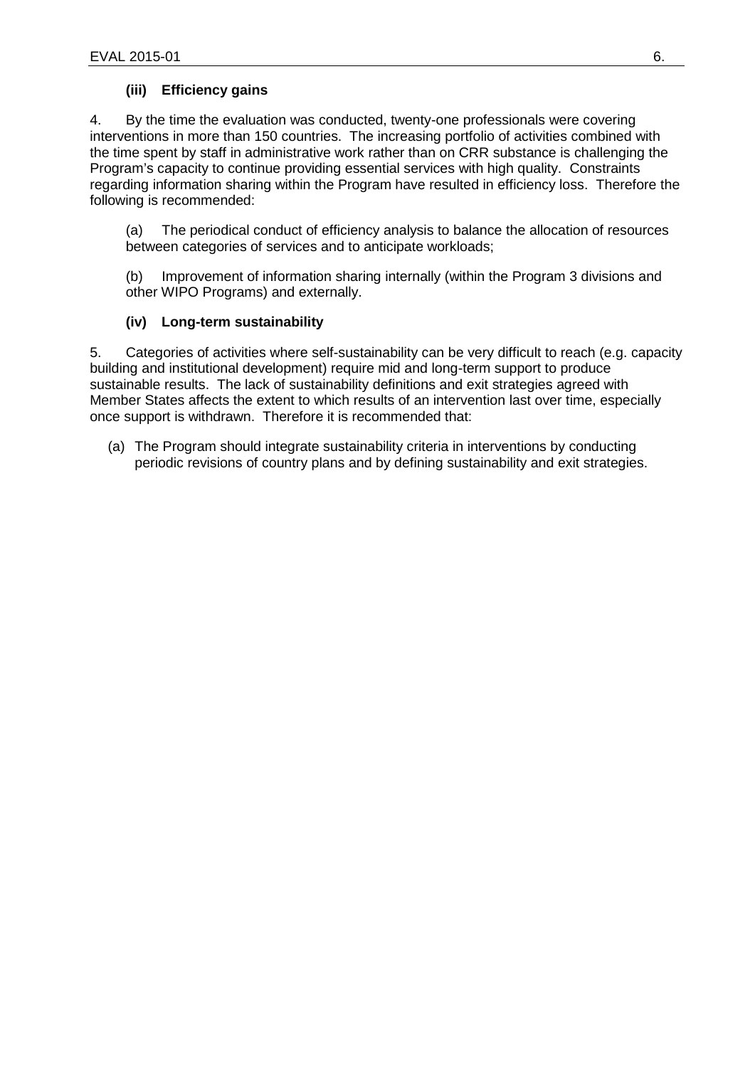### (iii) Efficiency gains

4. By the time the evaluation was conducted, twenty-one professionals were covering interventions in more than 150 countries. The increasing portfolio of activities combined with the time spent by staff in administrative work rather than on CRR substance is challenging the Program's capacity to continue providing essential services with high quality. Constraints regarding information sharing within the Program have resulted in efficiency loss. Therefore the following is recommended:

(a) The periodical conduct of efficiency analysis to balance the allocation of resources between categories of services and to anticipate workloads;

(b) Improvement of information sharing internally (within the Program 3 divisions and other WIPO Programs) and externally.

### (iv) Long-term sustainability

5. Categories of activities where self-sustainability can be very difficult to reach (e.g. capacity building and institutional development) require mid and long-term support to produce sustainable results. The lack of sustainability definitions and exit strategies agreed with Member States affects the extent to which results of an intervention last over time, especially once support is withdrawn. Therefore it is recommended that:

(a) The Program should integrate sustainability criteria in interventions by conducting periodic revisions of country plans and by defining sustainability and exit strategies.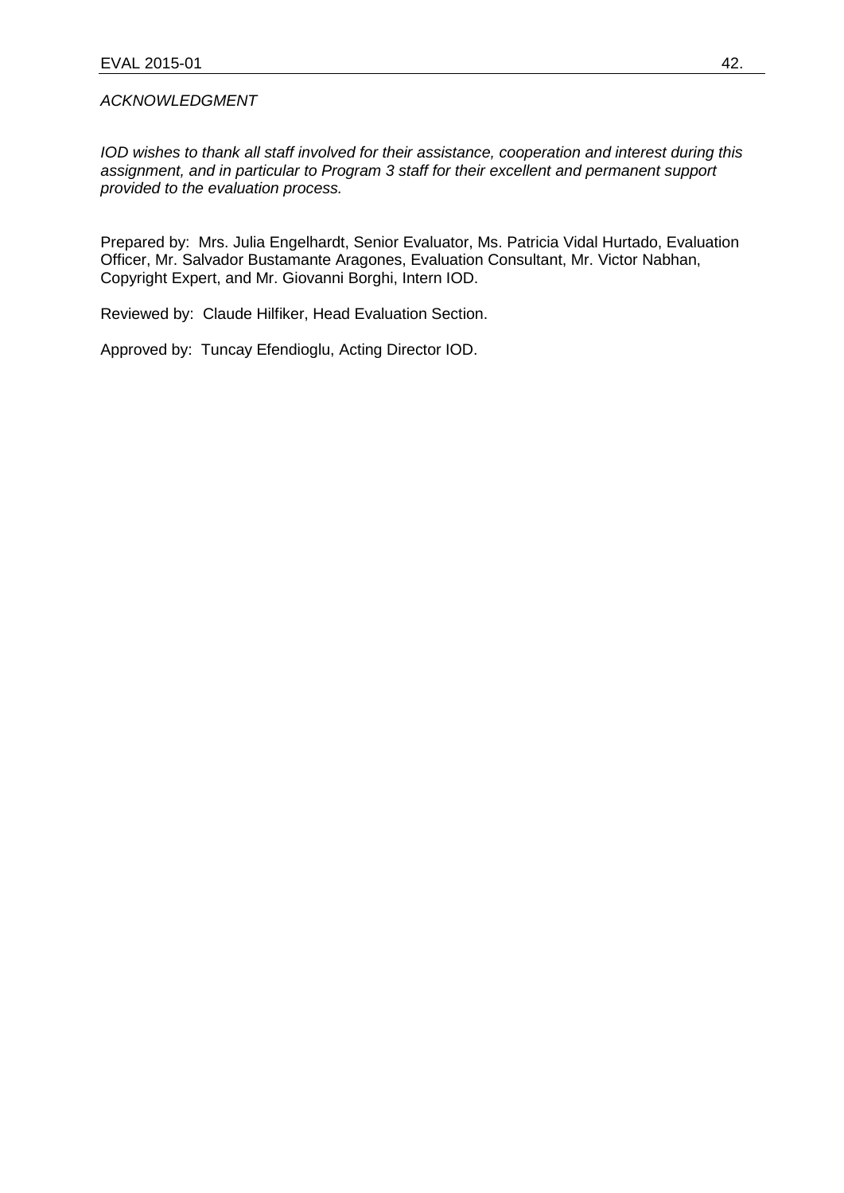*ACKNOWLEDGMENT*

*IOD wishes to thank all staff involved for their assistance, cooperation and interest during this assignment, and in particular to Program 3 staff for their excellent and permanent support provided to the evaluation process.*

Prepared by: Mrs. Julia Engelhardt, Senior Evaluator, Ms. Patricia Vidal Hurtado, Evaluation Officer, Mr. Salvador Bustamante Aragones, Evaluation Consultant, Mr. Victor Nabhan, Copyright Expert, and Mr. Giovanni Borghi, Intern IOD.

Reviewed by: Claude Hilfiker, Head Evaluation Section.

Approved by: Tuncay Efendioglu, Acting Director IOD.